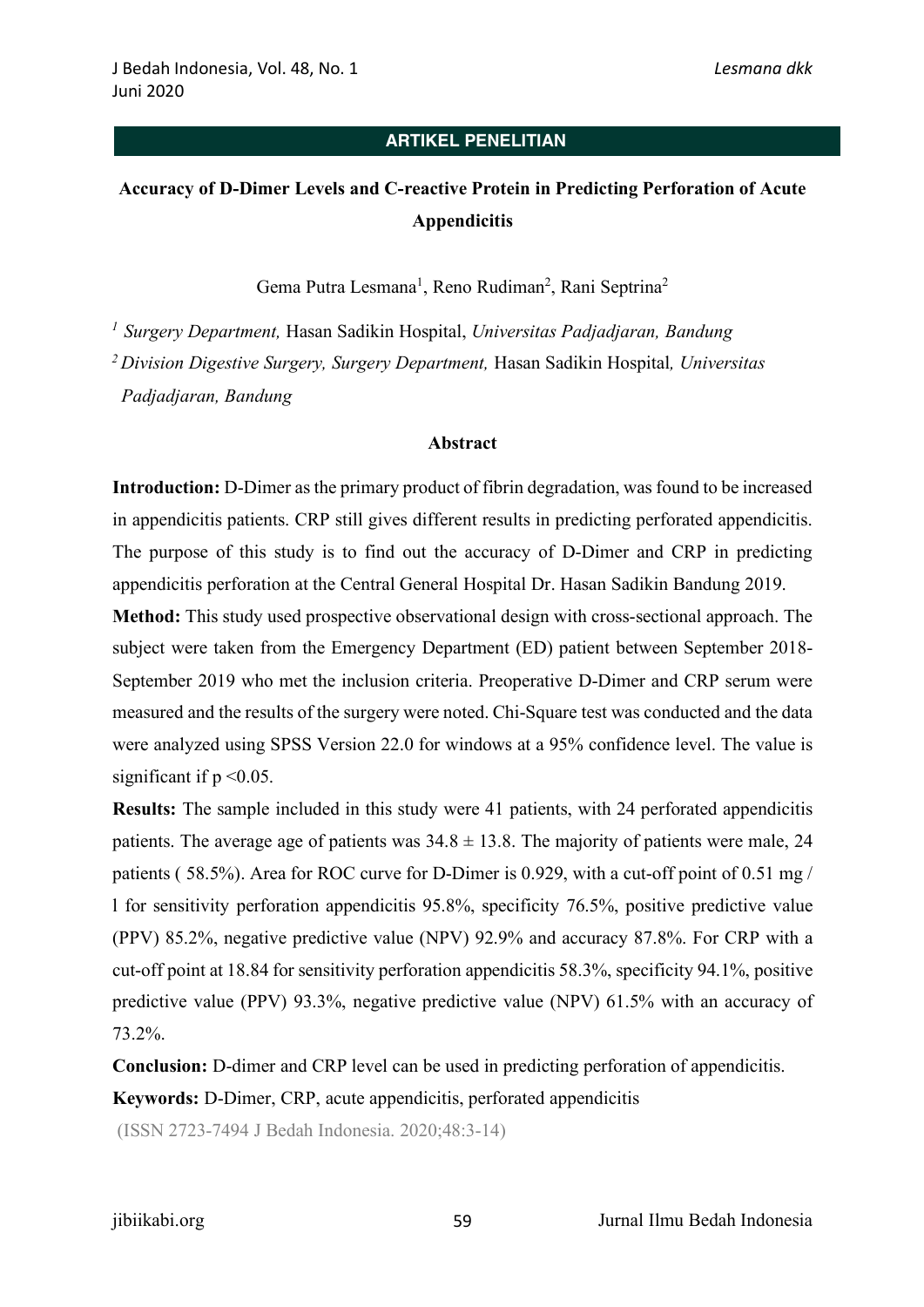ARTIKEL PENELITIAN

# Accuracy of D-Dimer Levels and C-reactive Protein in Predicting Perforation of Acute Appendicitis

Gema Putra Lesmana[1], Reno Rudiman[2], Rani Septrina[2]

[1] *Surgery Department,* Hasan Sadikin Hospital, *Universitas Padjadjaran, Bandung*

[2] *Division Digestive Surgery, Surgery Department,* Hasan Sadikin Hospital*, Universitas Padjadjaran, Bandung*

## Abstract

**Introduction:** D-Dimer as the primary product of fibrin degradation, was found to be increased in appendicitis patients. CRP still gives different results in predicting perforated appendicitis. The purpose of this study is to find out the accuracy of D-Dimer and CRP in predicting appendicitis perforation at the Central General Hospital Dr. Hasan Sadikin Bandung 2019.

**Method:** This study used prospective observational design with cross-sectional approach. The subject were taken from the Emergency Department (ED) patient between September 2018-September 2019 who met the inclusion criteria. Preoperative D-Dimer and CRP serum were measured and the results of the surgery were noted. Chi-Square test was conducted and the data were analyzed using SPSS Version 22.0 for windows at a 95% confidence level. The value is significant if $p < 0.05$.

**Results:** The sample included in this study were 41 patients, with 24 perforated appendicitis patients. The average age of patients was $34.8 \pm 13.8$. The majority of patients were male, 24 patients ( 58.5%). Area for ROC curve for D-Dimer is 0.929, with a cut-off point of 0.51 mg / l for sensitivity perforation appendicitis 95.8%, specificity 76.5%, positive predictive value (PPV) 85.2%, negative predictive value (NPV) 92.9% and accuracy 87.8%. For CRP with a cut-off point at 18.84 for sensitivity perforation appendicitis 58.3%, specificity 94.1%, positive predictive value (PPV) 93.3%, negative predictive value (NPV) 61.5% with an accuracy of 73.2%.

**Conclusion:** D-dimer and CRP level can be used in predicting perforation of appendicitis.

**Keywords:** D-Dimer, CRP, acute appendicitis, perforated appendicitis

(ISSN 2723-7494 J Bedah Indonesia. 2020;48:3-14)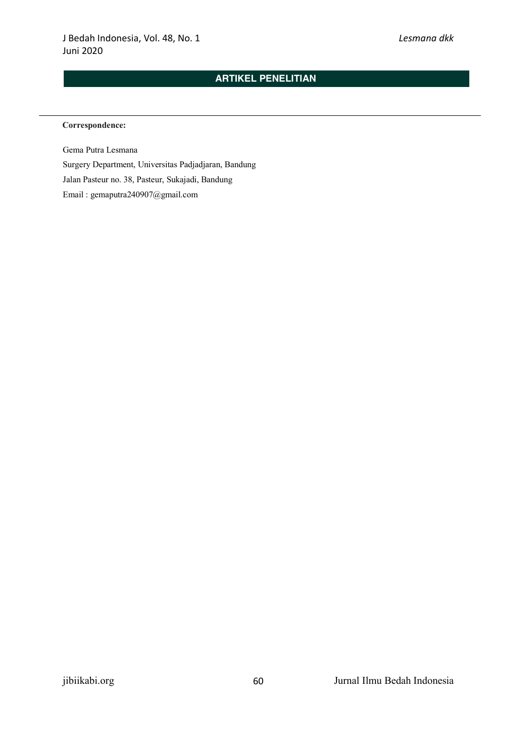**ARTIKEL PENELITIAN**

---

**Correspondence:**

Gema Putra Lesmana

Surgery Department, Universitas Padjadjaran, Bandung

Jalan Pasteur no. 38, Pasteur, Sukajadi, Bandung

Email : gemaputra240907@gmail.com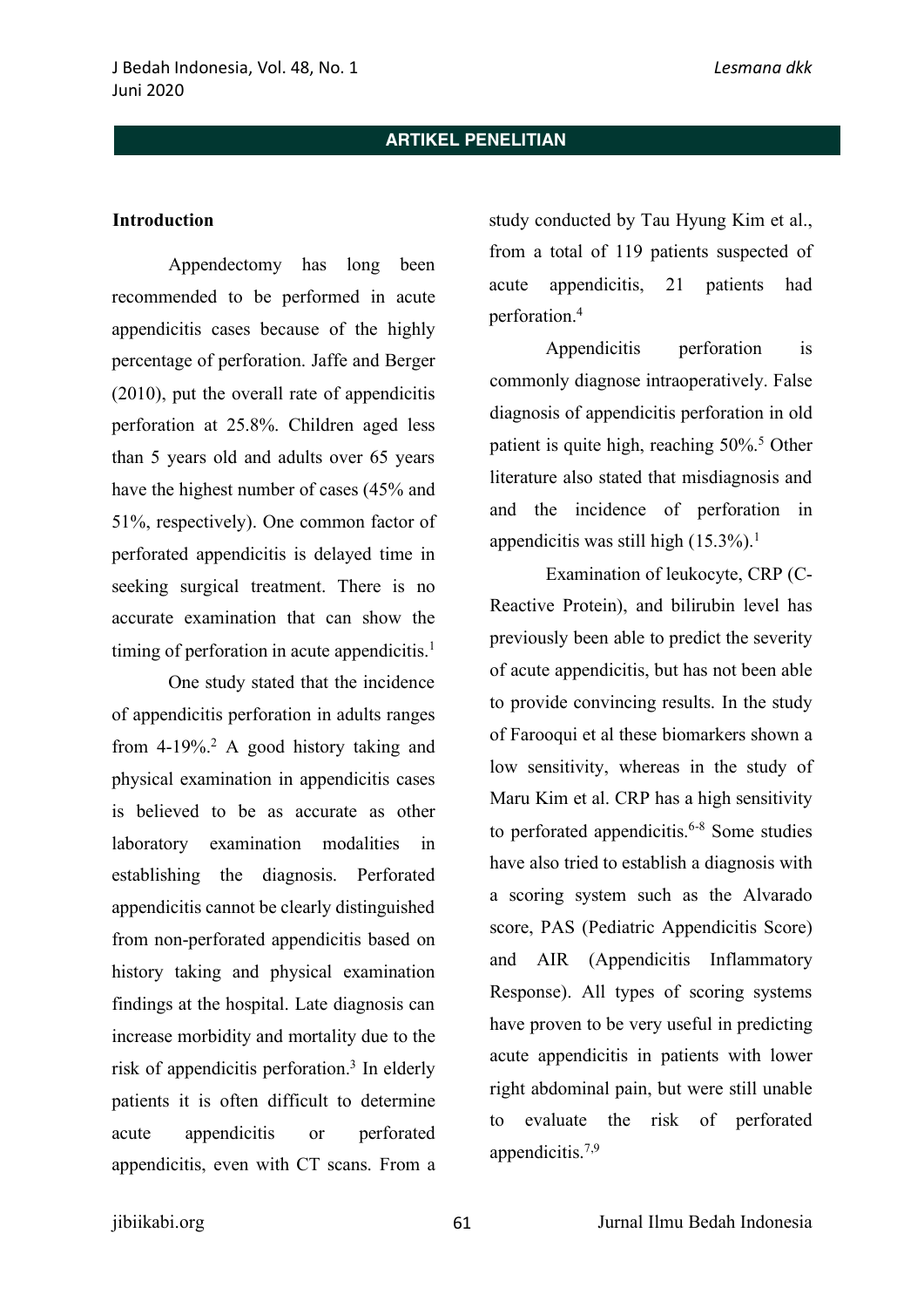**ARTIKEL PENELITIAN**

## Introduction

Appendectomy has long been recommended to be performed in acute appendicitis cases because of the highly percentage of perforation. Jaffe and Berger (2010), put the overall rate of appendicitis perforation at 25.8%. Children aged less than 5 years old and adults over 65 years have the highest number of cases (45% and 51%, respectively). One common factor of perforated appendicitis is delayed time in seeking surgical treatment. There is no accurate examination that can show the timing of perforation in acute appendicitis.[1]

One study stated that the incidence of appendicitis perforation in adults ranges from 4-19%.[2] A good history taking and physical examination in appendicitis cases is believed to be as accurate as other laboratory examination modalities in establishing the diagnosis. Perforated appendicitis cannot be clearly distinguished from non-perforated appendicitis based on history taking and physical examination findings at the hospital. Late diagnosis can increase morbidity and mortality due to the risk of appendicitis perforation.[3] In elderly patients it is often difficult to determine acute appendicitis or perforated appendicitis, even with CT scans. From a study conducted by Tau Hyung Kim et al., from a total of 119 patients suspected of acute appendicitis, 21 patients had perforation.[4]

Appendicitis perforation is commonly diagnose intraoperatively. False diagnosis of appendicitis perforation in old patient is quite high, reaching 50%.[5] Other literature also stated that misdiagnosis and and the incidence of perforation in appendicitis was still high (15.3%).[1]

Examination of leukocyte, CRP (C-Reactive Protein), and bilirubin level has previously been able to predict the severity of acute appendicitis, but has not been able to provide convincing results. In the study of Farooqui et al these biomarkers shown a low sensitivity, whereas in the study of Maru Kim et al. CRP has a high sensitivity to perforated appendicitis.[6-8] Some studies have also tried to establish a diagnosis with a scoring system such as the Alvarado score, PAS (Pediatric Appendicitis Score) and AIR (Appendicitis Inflammatory Response). All types of scoring systems have proven to be very useful in predicting acute appendicitis in patients with lower right abdominal pain, but were still unable to evaluate the risk of perforated appendicitis.[7,9]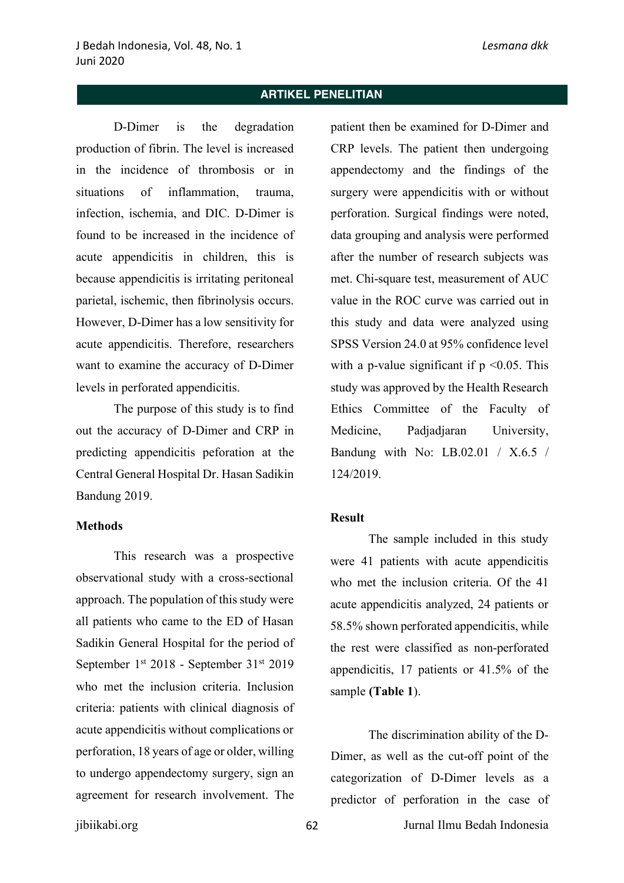D-Dimer is the degradation production of fibrin. The level is increased in the incidence of thrombosis or in situations of inflammation, trauma, infection, ischemia, and DIC. D-Dimer is found to be increased in the incidence of acute appendicitis in children, this is because appendicitis is irritating peritoneal parietal, ischemic, then fibrinolysis occurs. However, D-Dimer has a low sensitivity for acute appendicitis. Therefore, researchers want to examine the accuracy of D-Dimer levels in perforated appendicitis.

The purpose of this study is to find out the accuracy of D-Dimer and CRP in predicting appendicitis peforation at the Central General Hospital Dr. Hasan Sadikin Bandung 2019.

**Methods**

This research was a prospective observational study with a cross-sectional approach. The population of this study were all patients who came to the ED of Hasan Sadikin General Hospital for the period of September 1st 2018 - September 31st 2019 who met the inclusion criteria. Inclusion criteria: patients with clinical diagnosis of acute appendicitis without complications or perforation, 18 years of age or older, willing to undergo appendectomy surgery, sign an agreement for research involvement. The patient then be examined for D-Dimer and CRP levels. The patient then undergoing appendectomy and the findings of the surgery were appendicitis with or without perforation. Surgical findings were noted, data grouping and analysis were performed after the number of research subjects was met. Chi-square test, measurement of AUC value in the ROC curve was carried out in this study and data were analyzed using SPSS Version 24.0 at 95% confidence level with a p-value significant if $p < 0.05$. This study was approved by the Health Research Ethics Committee of the Faculty of Medicine, Padjadjaran University, Bandung with No: LB.02.01 / X.6.5 / 124/2019.

**Result**

The sample included in this study were 41 patients with acute appendicitis who met the inclusion criteria. Of the 41 acute appendicitis analyzed, 24 patients or 58.5% shown perforated appendicitis, while the rest were classified as non-perforated appendicitis, 17 patients or 41.5% of the sample **(Table 1**).

The discrimination ability of the D-Dimer, as well as the cut-off point of the categorization of D-Dimer levels as a predictor of perforation in the case of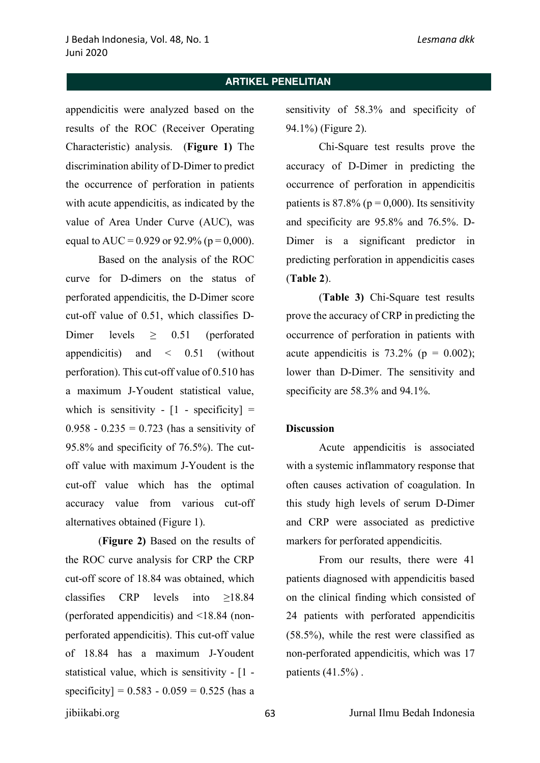appendicitis were analyzed based on the results of the ROC (Receiver Operating Characteristic) analysis. (**Figure 1)** The discrimination ability of D-Dimer to predict the occurrence of perforation in patients with acute appendicitis, as indicated by the value of Area Under Curve (AUC), was equal to AUC = 0.929 or 92.9% (p = 0,000).

Based on the analysis of the ROC curve for D-dimers on the status of perforated appendicitis, the D-Dimer score cut-off value of 0.51, which classifies D-Dimer levels ≥ 0.51 (perforated appendicitis) and < 0.51 (without perforation). This cut-off value of 0.510 has a maximum J-Youdent statistical value, which is sensitivity - [1 - specificity] = 0.958 - 0.235 = 0.723 (has a sensitivity of 95.8% and specificity of 76.5%). The cut-off value with maximum J-Youdent is the cut-off value which has the optimal accuracy value from various cut-off alternatives obtained (Figure 1).

(**Figure 2)** Based on the results of the ROC curve analysis for CRP the CRP cut-off score of 18.84 was obtained, which classifies CRP levels into ≥18.84 (perforated appendicitis) and <18.84 (non-perforated appendicitis). This cut-off value of 18.84 has a maximum J-Youdent statistical value, which is sensitivity - [1 - specificity] = 0.583 - 0.059 = 0.525 (has a sensitivity of 58.3% and specificity of 94.1%) (Figure 2).

Chi-Square test results prove the accuracy of D-Dimer in predicting the occurrence of perforation in appendicitis patients is 87.8% (p = 0,000). Its sensitivity and specificity are 95.8% and 76.5%. D-Dimer is a significant predictor in predicting perforation in appendicitis cases (**Table 2**).

(**Table 3)** Chi-Square test results prove the accuracy of CRP in predicting the occurrence of perforation in patients with acute appendicitis is 73.2% (p = 0.002); lower than D-Dimer. The sensitivity and specificity are 58.3% and 94.1%.

**Discussion**

Acute appendicitis is associated with a systemic inflammatory response that often causes activation of coagulation. In this study high levels of serum D-Dimer and CRP were associated as predictive markers for perforated appendicitis.

From our results, there were 41 patients diagnosed with appendicitis based on the clinical finding which consisted of 24 patients with perforated appendicitis (58.5%), while the rest were classified as non-perforated appendicitis, which was 17 patients (41.5%) .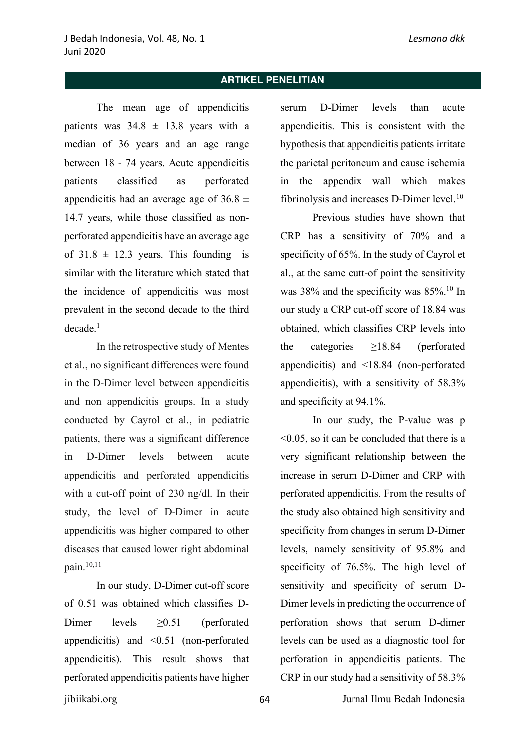The mean age of appendicitis patients was 34.8 ± 13.8 years with a median of 36 years and an age range between 18 - 74 years. Acute appendicitis patients classified as perforated appendicitis had an average age of 36.8 ± 14.7 years, while those classified as non-perforated appendicitis have an average age of 31.8 ± 12.3 years. This founding is similar with the literature which stated that the incidence of appendicitis was most prevalent in the second decade to the third decade.[1]

In the retrospective study of Mentes et al., no significant differences were found in the D-Dimer level between appendicitis and non appendicitis groups. In a study conducted by Cayrol et al., in pediatric patients, there was a significant difference in D-Dimer levels between acute appendicitis and perforated appendicitis with a cut-off point of 230 ng/dl. In their study, the level of D-Dimer in acute appendicitis was higher compared to other diseases that caused lower right abdominal pain.[10,11]

In our study, D-Dimer cut-off score of 0.51 was obtained which classifies D-Dimer levels ≥0.51 (perforated appendicitis) and <0.51 (non-perforated appendicitis). This result shows that perforated appendicitis patients have higher serum D-Dimer levels than acute appendicitis. This is consistent with the hypothesis that appendicitis patients irritate the parietal peritoneum and cause ischemia in the appendix wall which makes fibrinolysis and increases D-Dimer level.[10]

Previous studies have shown that CRP has a sensitivity of 70% and a specificity of 65%. In the study of Cayrol et al., at the same cutt-of point the sensitivity was 38% and the specificity was 85%.[10] In our study a CRP cut-off score of 18.84 was obtained, which classifies CRP levels into the categories ≥18.84 (perforated appendicitis) and <18.84 (non-perforated appendicitis), with a sensitivity of 58.3% and specificity at 94.1%.

In our study, the P-value was $p < 0.05$, so it can be concluded that there is a very significant relationship between the increase in serum D-Dimer and CRP with perforated appendicitis. From the results of the study also obtained high sensitivity and specificity from changes in serum D-Dimer levels, namely sensitivity of 95.8% and specificity of 76.5%. The high level of sensitivity and specificity of serum D-Dimer levels in predicting the occurrence of perforation shows that serum D-dimer levels can be used as a diagnostic tool for perforation in appendicitis patients. The CRP in our study had a sensitivity of 58.3%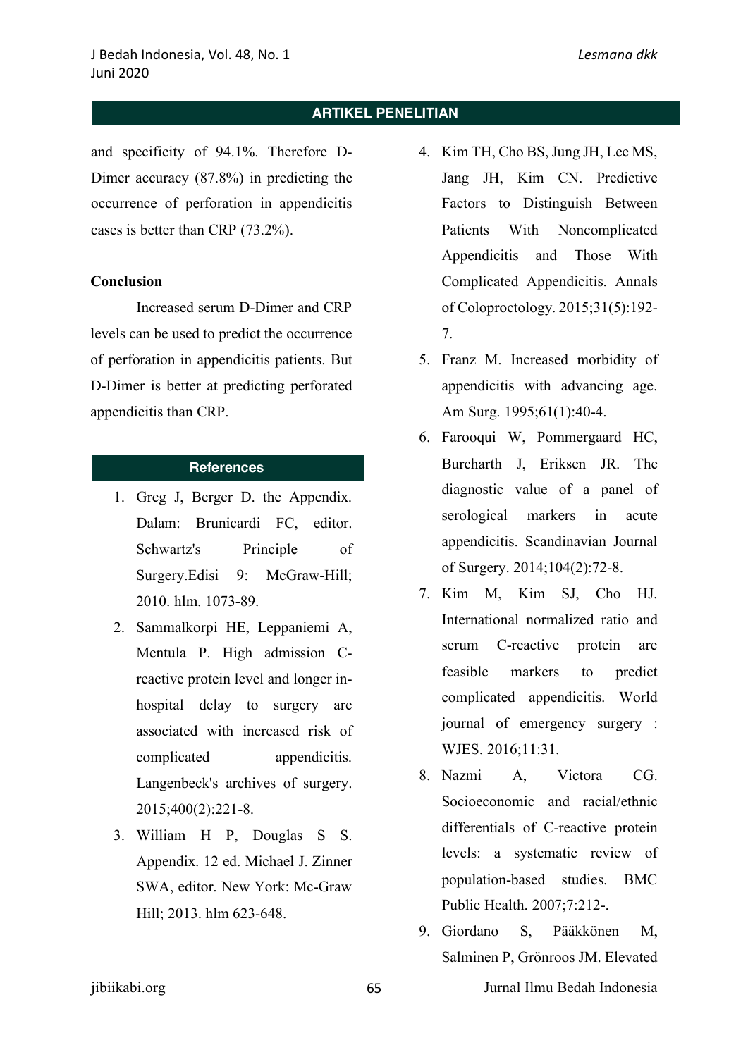and specificity of 94.1%. Therefore D-Dimer accuracy (87.8%) in predicting the occurrence of perforation in appendicitis cases is better than CRP (73.2%).

**Conclusion**

Increased serum D-Dimer and CRP levels can be used to predict the occurrence of perforation in appendicitis patients. But D-Dimer is better at predicting perforated appendicitis than CRP.

## References

1. Greg J, Berger D. the Appendix. Dalam: Brunicardi FC, editor. Schwartz's Principle of Surgery.Edisi 9: McGraw-Hill; 2010. hlm. 1073-89.
2. Sammalkorpi HE, Leppaniemi A, Mentula P. High admission C-reactive protein level and longer in-hospital delay to surgery are associated with increased risk of complicated appendicitis. Langenbeck's archives of surgery. 2015;400(2):221-8.
3. William H P, Douglas S S. Appendix. 12 ed. Michael J. Zinner SWA, editor. New York: Mc-Graw Hill; 2013. hlm 623-648.
4. Kim TH, Cho BS, Jung JH, Lee MS, Jang JH, Kim CN. Predictive Factors to Distinguish Between Patients With Noncomplicated Appendicitis and Those With Complicated Appendicitis. Annals of Coloproctology. 2015;31(5):192-7.
5. Franz M. Increased morbidity of appendicitis with advancing age. Am Surg. 1995;61(1):40-4.
6. Farooqui W, Pommergaard HC, Burcharth J, Eriksen JR. The diagnostic value of a panel of serological markers in acute appendicitis. Scandinavian Journal of Surgery. 2014;104(2):72-8.
7. Kim M, Kim SJ, Cho HJ. International normalized ratio and serum C-reactive protein are feasible markers to predict complicated appendicitis. World journal of emergency surgery : WJES. 2016;11:31.
8. Nazmi A, Victora CG. Socioeconomic and racial/ethnic differentials of C-reactive protein levels: a systematic review of population-based studies. BMC Public Health. 2007;7:212-.
9. Giordano S, Pääkkönen M, Salminen P, Grönroos JM. Elevated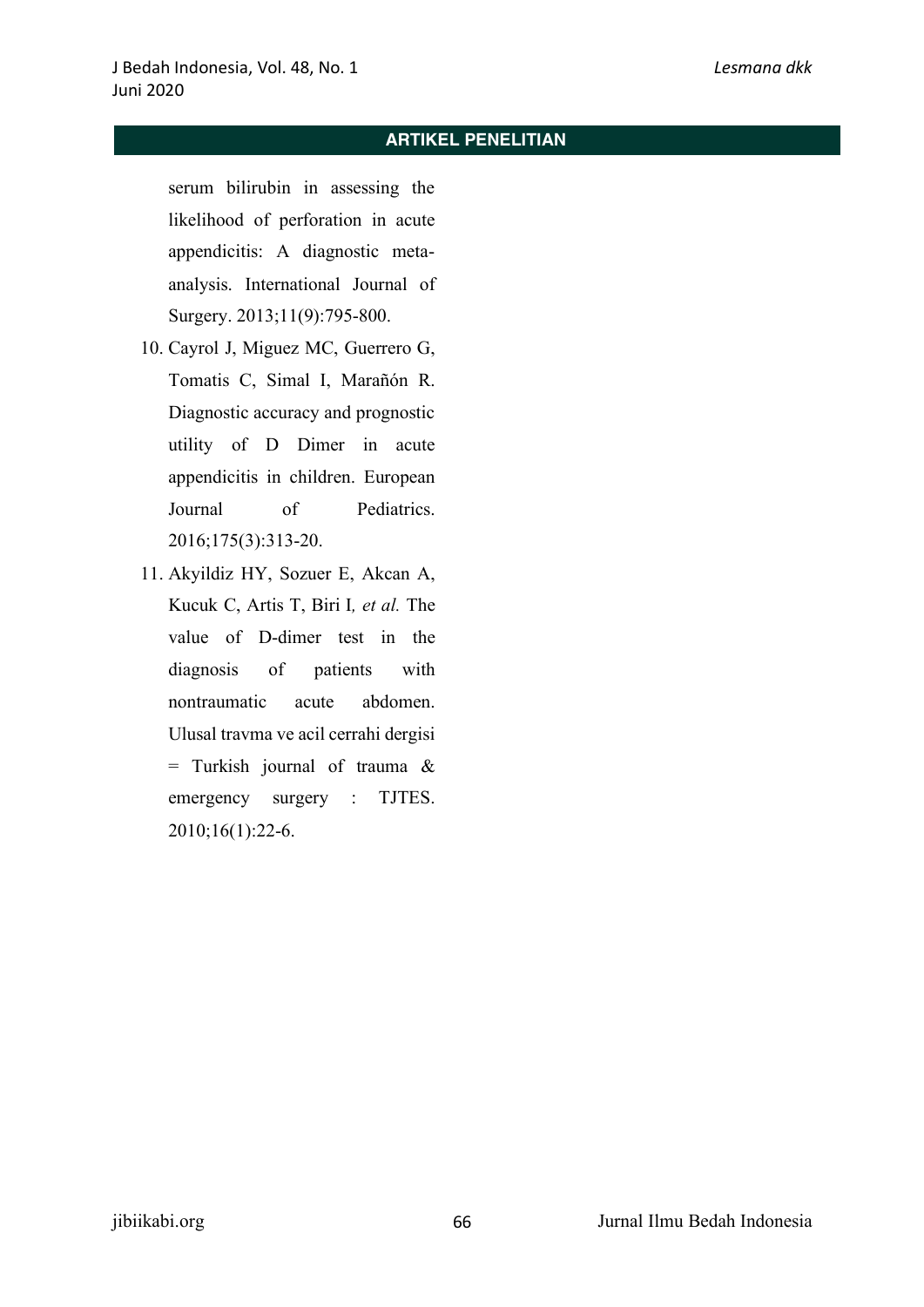serum bilirubin in assessing the likelihood of perforation in acute appendicitis: A diagnostic meta-analysis. International Journal of Surgery. 2013;11(9):795-800.

10. Cayrol J, Miguez MC, Guerrero G, Tomatis C, Simal I, Marañón R. Diagnostic accuracy and prognostic utility of D Dimer in acute appendicitis in children. European Journal of Pediatrics. 2016;175(3):313-20.
11. Akyildiz HY, Sozuer E, Akcan A, Kucuk C, Artis T, Biri I, *et al.* The value of D-dimer test in the diagnosis of patients with nontraumatic acute abdomen. Ulusal travma ve acil cerrahi dergisi = Turkish journal of trauma & emergency surgery : TJTES. 2010;16(1):22-6.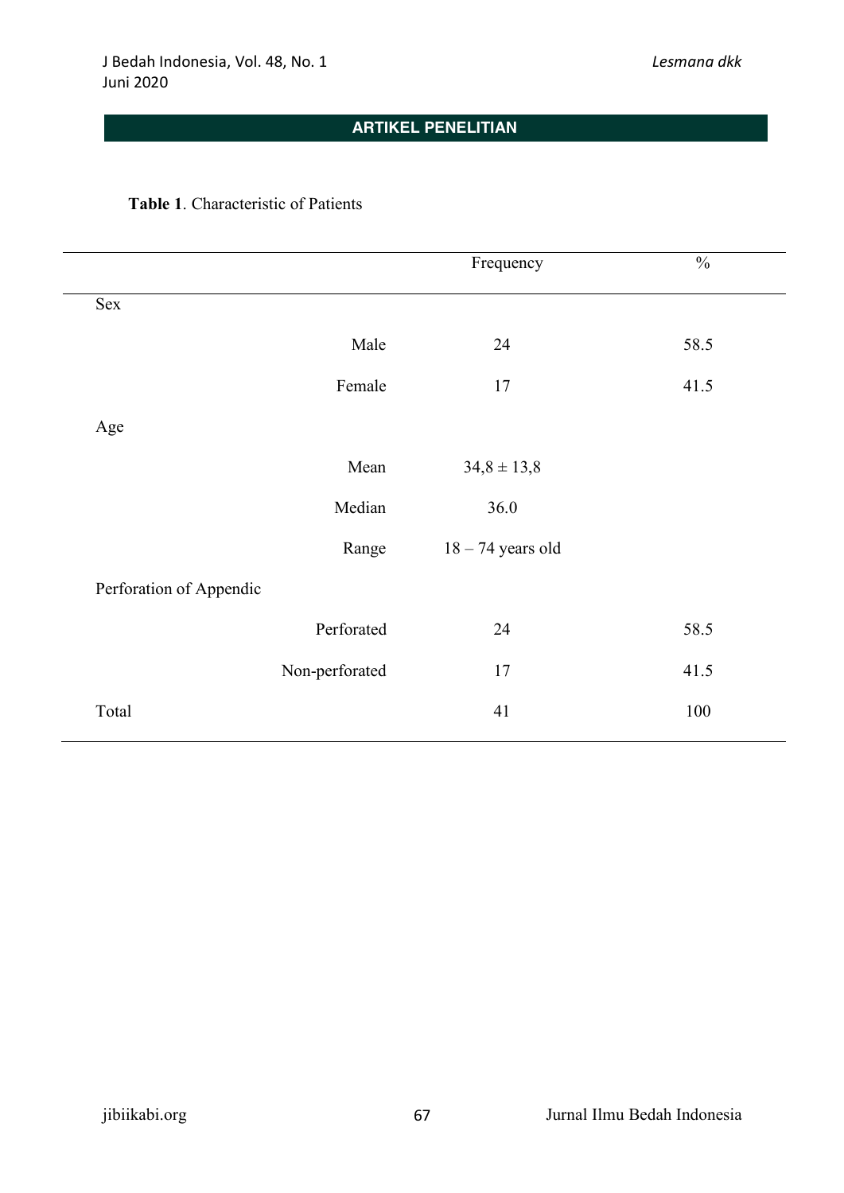**Table 1**. Characteristic of Patients

| | | Frequency | % |
|---|---|---|---|
| Sex | | | |
| | Male | 24 | 58.5 |
| | Female | 17 | 41.5 |
| Age | | | |
| | Mean | 34,8 ± 13,8 | |
| | Median | 36.0 | |
| | Range | 18 – 74 years old | |
| Perforation of Appendic | | | |
| | Perforated | 24 | 58.5 |
| | Non-perforated | 17 | 41.5 |
| Total | | 41 | 100 |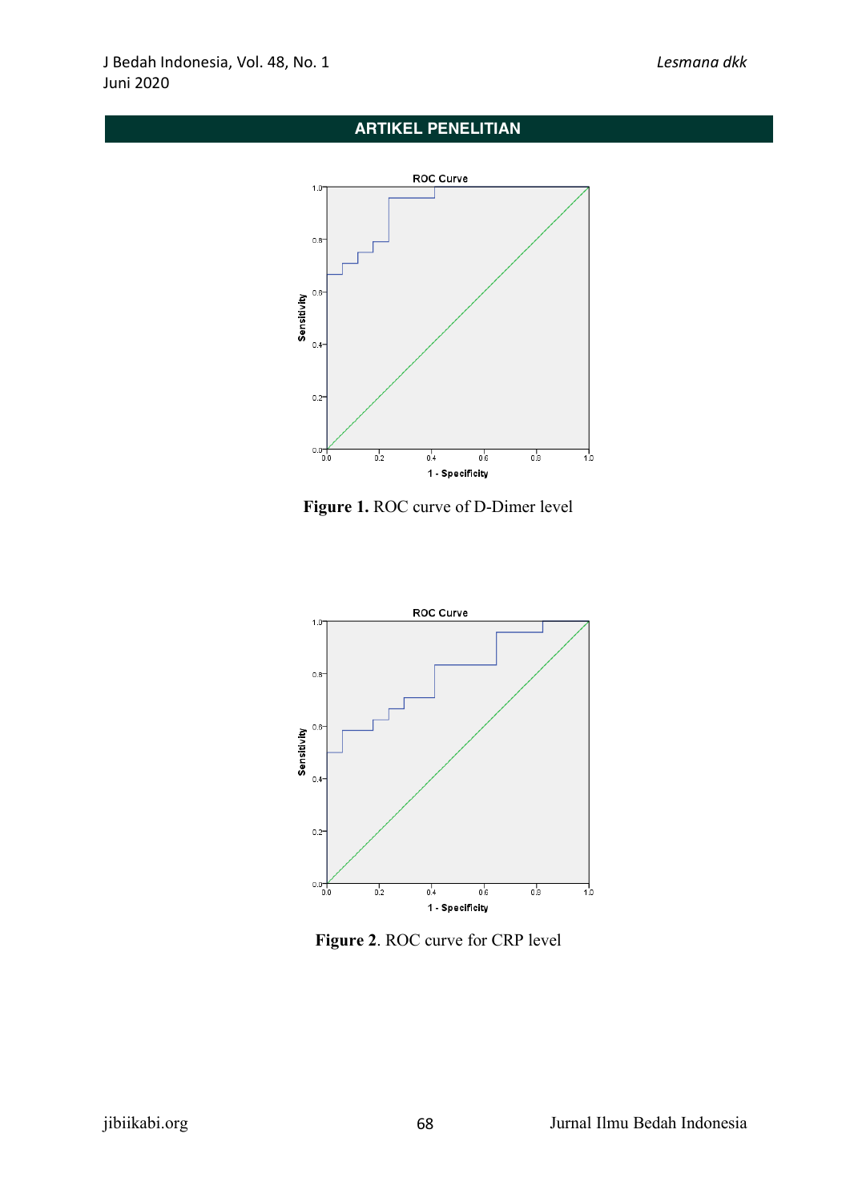Figure 1. ROC curve of D-Dimer level

Figure 2. ROC curve for CRP level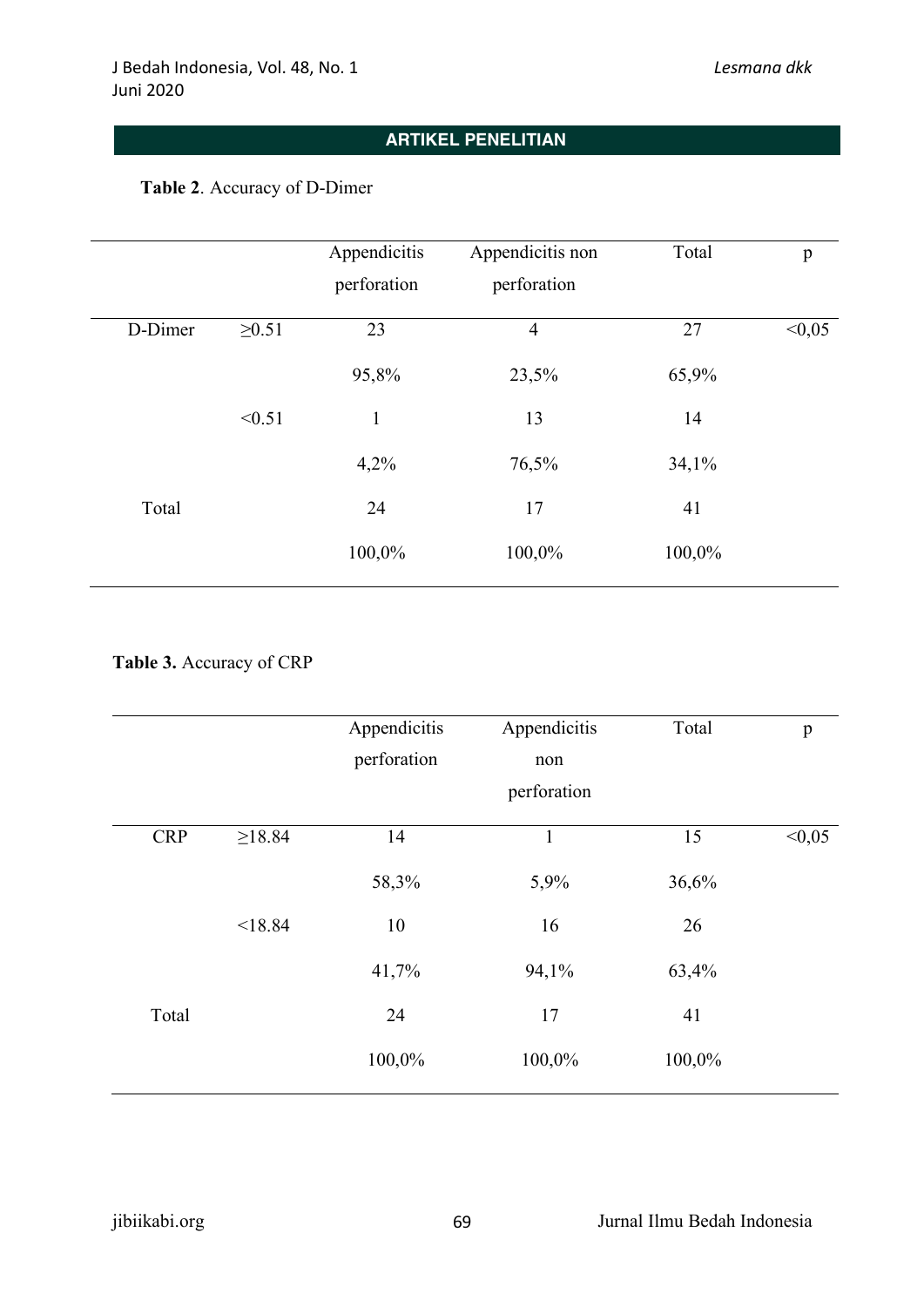**Table 2**. Accuracy of D-Dimer

| | | Appendicitis perforation | Appendicitis non perforation | Total | p |
|---|---|---|---|---|---|
| D-Dimer | ≥0.51 | 23 | 4 | 27 | <0,05 |
| | | 95,8% | 23,5% | 65,9% | |
| | <0.51 | 1 | 13 | 14 | |
| | | 4,2% | 76,5% | 34,1% | |
| Total | | 24 | 17 | 41 | |
| | | 100,0% | 100,0% | 100,0% | |

**Table 3.** Accuracy of CRP

| | | Appendicitis perforation | Appendicitis non perforation | Total | p |
|---|---|---|---|---|---|
| CRP | ≥18.84 | 14 | 1 | 15 | <0,05 |
| | | 58,3% | 5,9% | 36,6% | |
| | <18.84 | 10 | 16 | 26 | |
| | | 41,7% | 94,1% | 63,4% | |
| Total | | 24 | 17 | 41 | |
| | | 100,0% | 100,0% | 100,0% | |